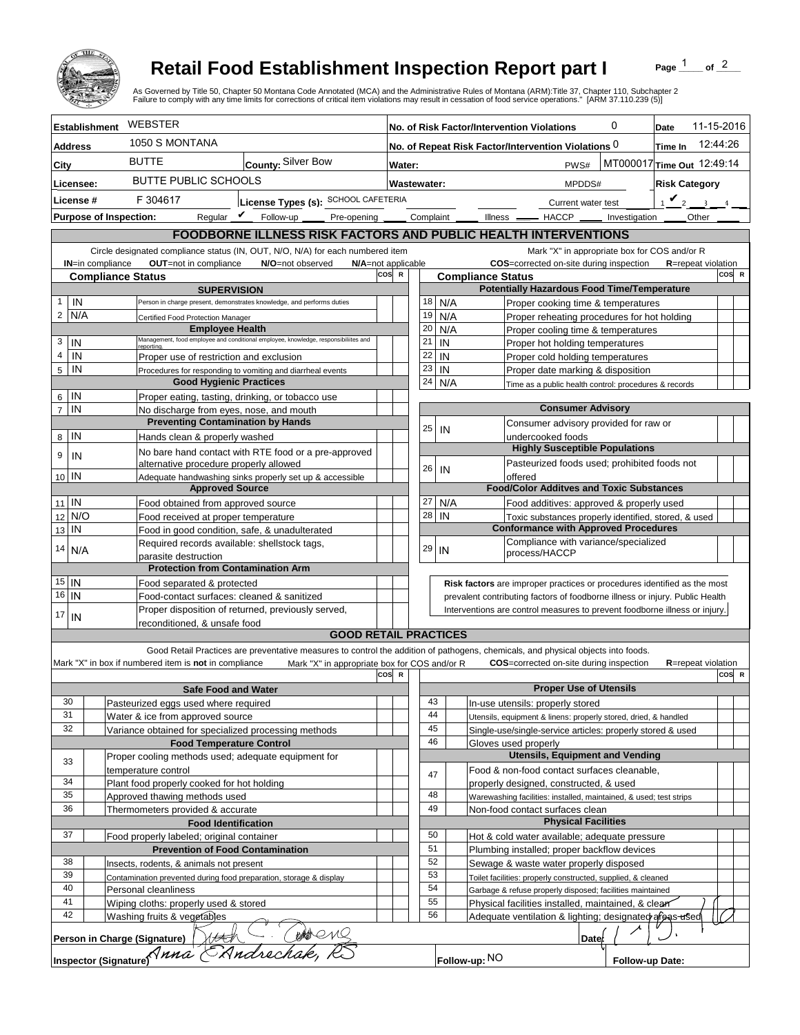# Retail Food Establishment Inspection Report part I

As Governed by Title 50, Chapter 50 Montana Code Annotated (MCA) and the Administrative Rules of Montana (ARM):Title 37, Chapter 110, Subchapter 2
Failure to comply with any time limits for corrections of critical item violations may result in cessation of food service operations." [ARM 37.110.239 (5)]

| | | | |
|---|---|---|---|
| **Establishment** WEBSTER | | **No. of Risk Factor/Intervention Violations** 0 | **Date** 11-15-2016 |
| **Address** 1050 S MONTANA | | **No. of Repeat Risk Factor/Intervention Violations** 0 | **Time In** 12:44:26 |
| **City** BUTTE | **County:** Silver Bow | **Water:** PWS# MT000017 | **Time Out** 12:49:14 |
| **Licensee:** BUTTE PUBLIC SCHOOLS | | **Wastewater:** MPDDS# | **Risk Category** |
| **License #** F 304617 | **License Types (s):** SCHOOL CAFETERIA | Current water test | 1 ✔ 2 __ 3 __ 4 __ |
| **Purpose of Inspection:** Regular ✔ Follow-up ____ Pre-opening ____ Complaint ____ Illness ____ HACCP ____ Investigation ____ Other ____ | | | |

## FOODBORNE ILLNESS RISK FACTORS AND PUBLIC HEALTH INTERVENTIONS

Circle designated compliance status (IN, OUT, N/O, N/A) for each numbered item — **IN**=in compliance **OUT**=not in compliance **N/O**=not observed **N/A**=not applicable

Mark "X" in appropriate box for COS and/or R — **COS**=corrected on-site during inspection **R**=repeat violation

| # | Compliance Status | Item | COS | R |
|---|---|---|---|---|
| | | **SUPERVISION** | | |
| 1 | IN | Person in charge present, demonstrates knowledge, and performs duties | | |
| 2 | N/A | Certified Food Protection Manager | | |
| | | **Employee Health** | | |
| 3 | IN | Management, food employee and conditional employee, knowledge, responsibilities and reporting. | | |
| 4 | IN | Proper use of restriction and exclusion | | |
| 5 | IN | Procedures for responding to vomiting and diarrheal events | | |
| | | **Good Hygienic Practices** | | |
| 6 | IN | Proper eating, tasting, drinking, or tobacco use | | |
| 7 | IN | No discharge from eyes, nose, and mouth | | |
| | | **Preventing Contamination by Hands** | | |
| 8 | IN | Hands clean & properly washed | | |
| 9 | IN | No bare hand contact with RTE food or a pre-approved alternative procedure properly allowed | | |
| 10 | IN | Adequate handwashing sinks properly set up & accessible | | |
| | | **Approved Source** | | |
| 11 | IN | Food obtained from approved source | | |
| 12 | N/O | Food received at proper temperature | | |
| 13 | IN | Food in good condition, safe, & unadulterated | | |
| 14 | N/A | Required records available: shellstock tags, parasite destruction | | |
| | | **Protection from Contamination Arm** | | |
| 15 | IN | Food separated & protected | | |
| 16 | IN | Food-contact surfaces: cleaned & sanitized | | |
| 17 | IN | Proper disposition of returned, previously served, reconditioned, & unsafe food | | |
| | | **Potentially Hazardous Food Time/Temperature** | | |
| 18 | N/A | Proper cooking time & temperatures | | |
| 19 | N/A | Proper reheating procedures for hot holding | | |
| 20 | N/A | Proper cooling time & temperatures | | |
| 21 | IN | Proper hot holding temperatures | | |
| 22 | IN | Proper cold holding temperatures | | |
| 23 | IN | Proper date marking & disposition | | |
| 24 | N/A | Time as a public health control: procedures & records | | |
| | | **Consumer Advisory** | | |
| 25 | IN | Consumer advisory provided for raw or undercooked foods | | |
| | | **Highly Susceptible Populations** | | |
| 26 | IN | Pasteurized foods used; prohibited foods not offered | | |
| | | **Food/Color Additves and Toxic Substances** | | |
| 27 | N/A | Food additives: approved & properly used | | |
| 28 | IN | Toxic substances properly identified, stored, & used | | |
| | | **Conformance with Approved Procedures** | | |
| 29 | IN | Compliance with variance/specialized process/HACCP | | |

**Risk factors** are improper practices or procedures identified as the most prevalent contributing factors of foodborne illness or injury. Public Health Interventions are control measures to prevent foodborne illness or injury.

## GOOD RETAIL PRACTICES

Good Retail Practices are preventative measures to control the addition of pathogens, chemicals, and physical objects into foods.

Mark "X" in box if numbered item is **not** in compliance — Mark "X" in appropriate box for COS and/or R — **COS**=corrected on-site during inspection **R**=repeat violation

| # | X | Item | COS | R |
|---|---|---|---|---|
| | | **Safe Food and Water** | | |
| 30 | | Pasteurized eggs used where required | | |
| 31 | | Water & ice from approved source | | |
| 32 | | Variance obtained for specialized processing methods | | |
| | | **Food Temperature Control** | | |
| 33 | | Proper cooling methods used; adequate equipment for temperature control | | |
| 34 | | Plant food properly cooked for hot holding | | |
| 35 | | Approved thawing methods used | | |
| 36 | | Thermometers provided & accurate | | |
| | | **Food Identification** | | |
| 37 | | Food properly labeled; original container | | |
| | | **Prevention of Food Contamination** | | |
| 38 | | Insects, rodents, & animals not present | | |
| 39 | | Contamination prevented during food preparation, storage & display | | |
| 40 | | Personal cleanliness | | |
| 41 | | Wiping cloths: properly used & stored | | |
| 42 | | Washing fruits & vegetables | | |
| | | **Proper Use of Utensils** | | |
| 43 | | In-use utensils: properly stored | | |
| 44 | | Utensils, equipment & linens: properly stored, dried, & handled | | |
| 45 | | Single-use/single-service articles: properly stored & used | | |
| 46 | | Gloves used properly | | |
| | | **Utensils, Equipment and Vending** | | |
| 47 | | Food & non-food contact surfaces cleanable, properly designed, constructed, & used | | |
| 48 | | Warewashing facilities: installed, maintained, & used; test strips | | |
| 49 | | Non-food contact surfaces clean | | |
| | | **Physical Facilities** | | |
| 50 | | Hot & cold water available; adequate pressure | | |
| 51 | | Plumbing installed; proper backflow devices | | |
| 52 | | Sewage & waste water properly disposed | | |
| 53 | | Toilet facilities: properly constructed, supplied, & cleaned | | |
| 54 | | Garbage & refuse properly disposed; facilities maintained | | |
| 55 | | Physical facilities installed, maintained, & clean | | |
| 56 | | Adequate ventilation & lighting; designated areas used | | |

**Person in Charge (Signature)** Ruth C. Owens **Date:** 11/15/16

**Inspector (Signature)** Anna E Andrechak, RS **Follow-up:** NO **Follow-up Date:**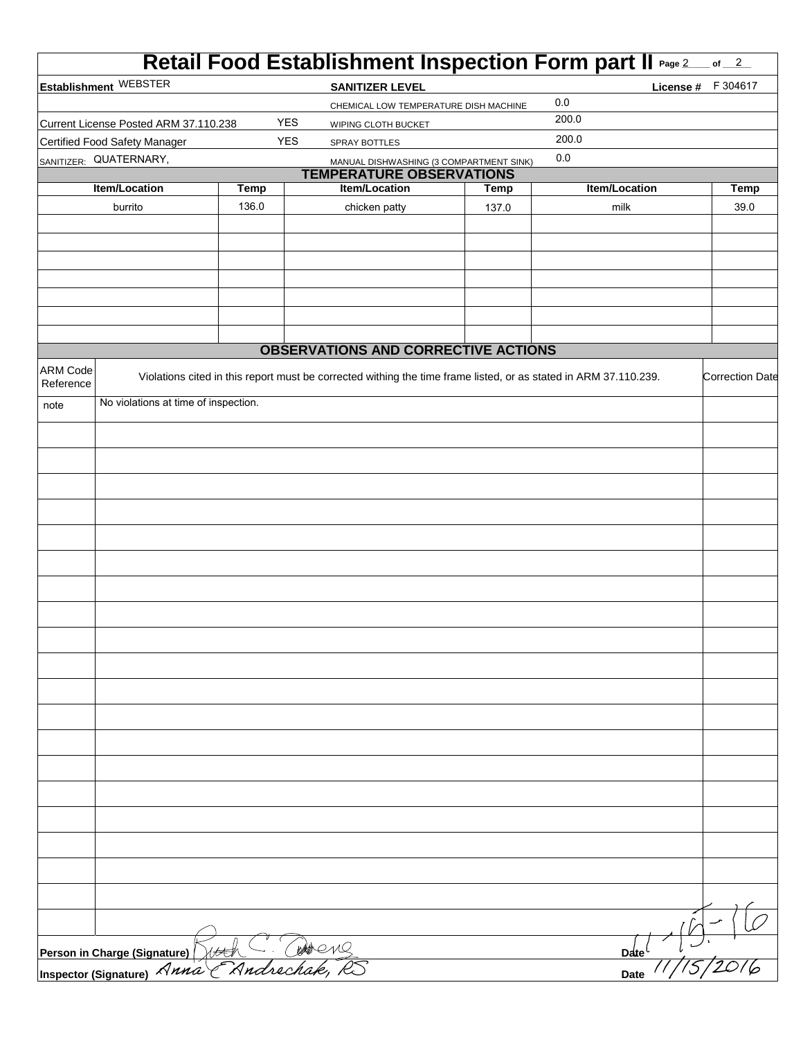# Retail Food Establishment Inspection Form part II

Page 2 of 2

| | | | | | |
|---|---|---|---|---|---|
| **Establishment** WEBSTER | | **SANITIZER LEVEL** | | **License #** | F 304617 |
| | | CHEMICAL LOW TEMPERATURE DISH MACHINE | 0.0 | | |
| Current License Posted ARM 37.110.238 | YES | WIPING CLOTH BUCKET | 200.0 | | |
| Certified Food Safety Manager | YES | SPRAY BOTTLES | 200.0 | | |
| SANITIZER: QUATERNARY, | | MANUAL DISHWASHING (3 COMPARTMENT SINK) | 0.0 | | |

## TEMPERATURE OBSERVATIONS

| Item/Location | Temp | Item/Location | Temp | Item/Location | Temp |
|---|---|---|---|---|---|
| burrito | 136.0 | chicken patty | 137.0 | milk | 39.0 |

## OBSERVATIONS AND CORRECTIVE ACTIONS

| ARM Code Reference | Violations cited in this report must be corrected withing the time frame listed, or as stated in ARM 37.110.239. | Correction Date |
|---|---|---|
| note | No violations at time of inspection. | |

**Person in Charge (Signature)** Ruth C. Owens **Date** 11-15-16

**Inspector (Signature)** Anna E Andrechak, RS **Date** 11/15/2016